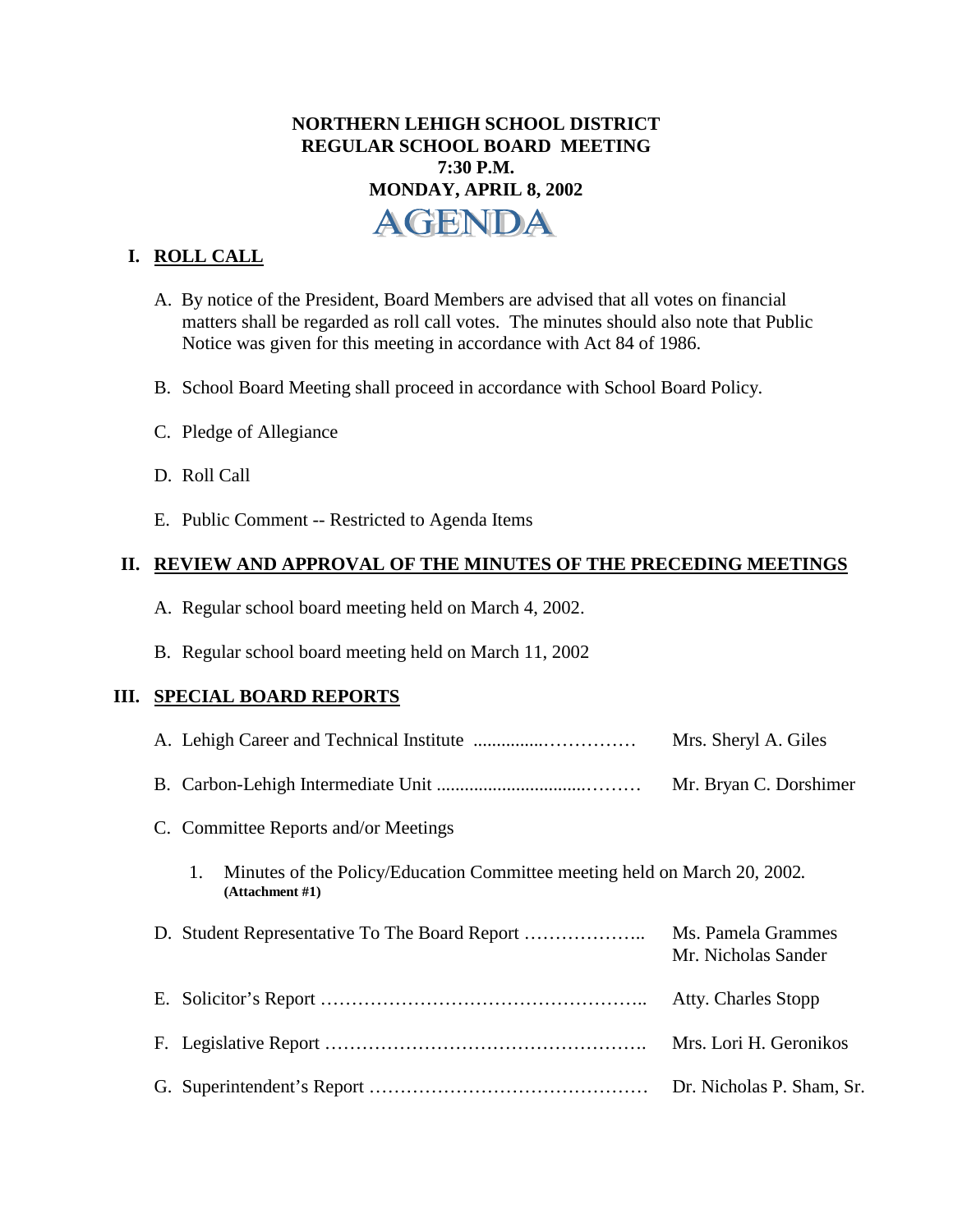# NORTHERN LEHIGH SCHOOL DISTRICT
## REGULAR SCHOOL BOARD MEETING
## 7:30 P.M.
## MONDAY, APRIL 8, 2002

# AGENDA

## I. ROLL CALL

A. By notice of the President, Board Members are advised that all votes on financial matters shall be regarded as roll call votes. The minutes should also note that Public Notice was given for this meeting in accordance with Act 84 of 1986.

B. School Board Meeting shall proceed in accordance with School Board Policy.

C. Pledge of Allegiance

D. Roll Call

E. Public Comment -- Restricted to Agenda Items

## II. REVIEW AND APPROVAL OF THE MINUTES OF THE PRECEDING MEETINGS

A. Regular school board meeting held on March 4, 2002.

B. Regular school board meeting held on March 11, 2002

## III. SPECIAL BOARD REPORTS

A. Lehigh Career and Technical Institute ............................ Mrs. Sheryl A. Giles

B. Carbon-Lehigh Intermediate Unit ................................. Mr. Bryan C. Dorshimer

C. Committee Reports and/or Meetings

1. Minutes of the Policy/Education Committee meeting held on March 20, 2002. **(Attachment #1)**

D. Student Representative To The Board Report ……………….. Ms. Pamela Grammes, Mr. Nicholas Sander

E. Solicitor's Report …………………………………………….. Atty. Charles Stopp

F. Legislative Report ……………………………………………. Mrs. Lori H. Geronikos

G. Superintendent's Report ……………………………………… Dr. Nicholas P. Sham, Sr.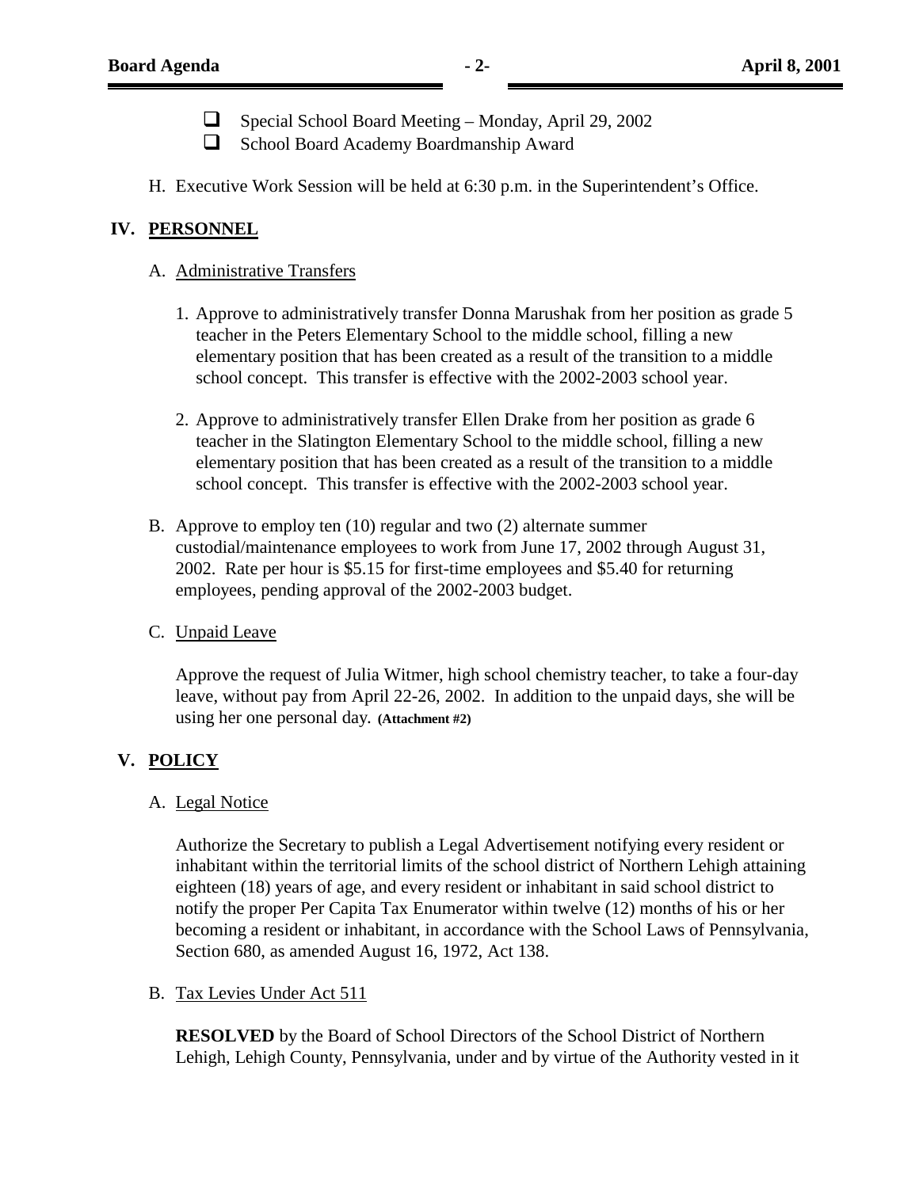- Special School Board Meeting – Monday, April 29, 2002
- School Board Academy Boardmanship Award

H. Executive Work Session will be held at 6:30 p.m. in the Superintendent's Office.

## IV. PERSONNEL

A. Administrative Transfers

1. Approve to administratively transfer Donna Marushak from her position as grade 5 teacher in the Peters Elementary School to the middle school, filling a new elementary position that has been created as a result of the transition to a middle school concept. This transfer is effective with the 2002-2003 school year.

2. Approve to administratively transfer Ellen Drake from her position as grade 6 teacher in the Slatington Elementary School to the middle school, filling a new elementary position that has been created as a result of the transition to a middle school concept. This transfer is effective with the 2002-2003 school year.

B. Approve to employ ten (10) regular and two (2) alternate summer custodial/maintenance employees to work from June 17, 2002 through August 31, 2002. Rate per hour is $5.15 for first-time employees and $5.40 for returning employees, pending approval of the 2002-2003 budget.

C. Unpaid Leave

Approve the request of Julia Witmer, high school chemistry teacher, to take a four-day leave, without pay from April 22-26, 2002. In addition to the unpaid days, she will be using her one personal day. **(Attachment #2)**

## V. POLICY

A. Legal Notice

Authorize the Secretary to publish a Legal Advertisement notifying every resident or inhabitant within the territorial limits of the school district of Northern Lehigh attaining eighteen (18) years of age, and every resident or inhabitant in said school district to notify the proper Per Capita Tax Enumerator within twelve (12) months of his or her becoming a resident or inhabitant, in accordance with the School Laws of Pennsylvania, Section 680, as amended August 16, 1972, Act 138.

B. Tax Levies Under Act 511

**RESOLVED** by the Board of School Directors of the School District of Northern Lehigh, Lehigh County, Pennsylvania, under and by virtue of the Authority vested in it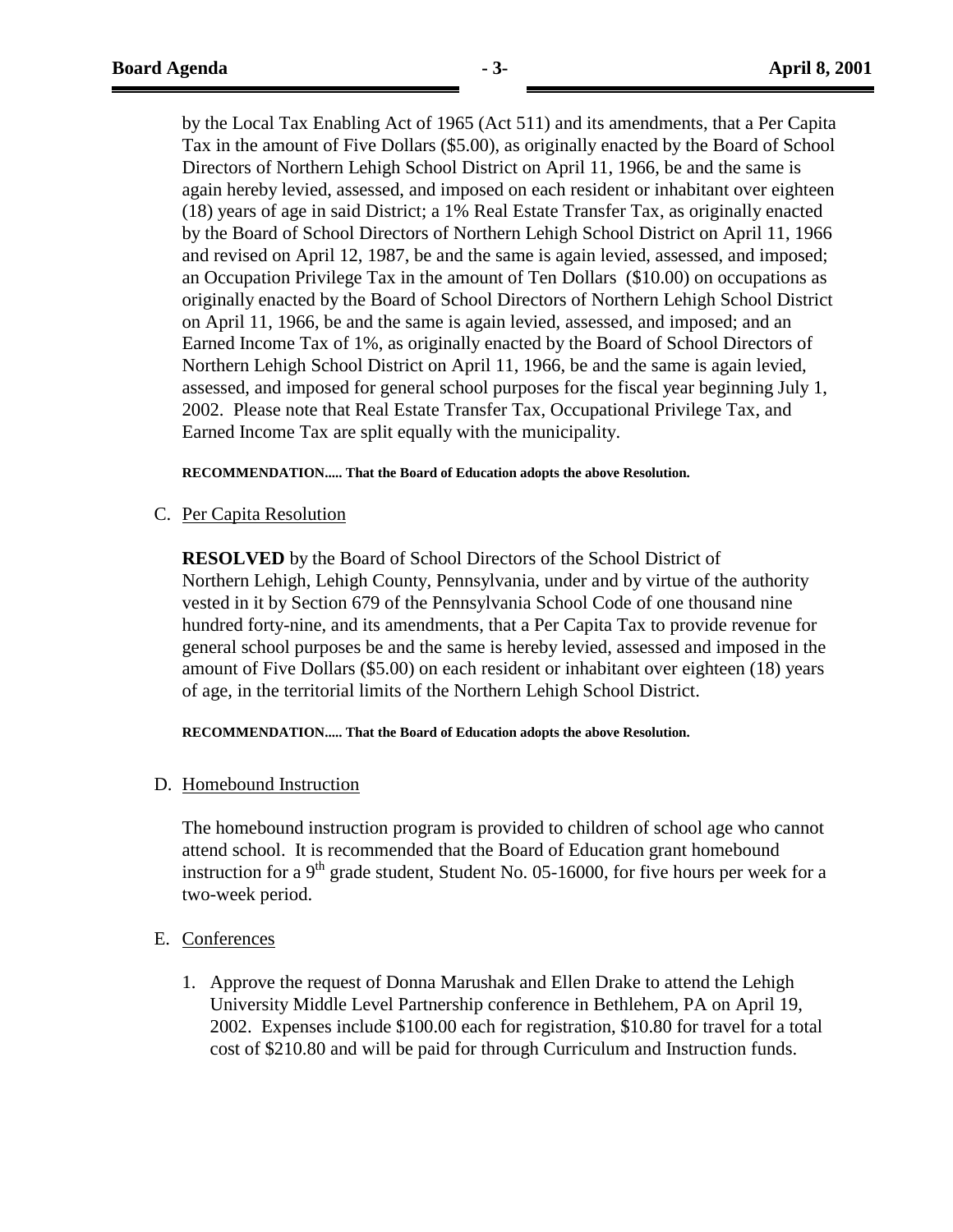by the Local Tax Enabling Act of 1965 (Act 511) and its amendments, that a Per Capita Tax in the amount of Five Dollars ($5.00), as originally enacted by the Board of School Directors of Northern Lehigh School District on April 11, 1966, be and the same is again hereby levied, assessed, and imposed on each resident or inhabitant over eighteen (18) years of age in said District; a 1% Real Estate Transfer Tax, as originally enacted by the Board of School Directors of Northern Lehigh School District on April 11, 1966 and revised on April 12, 1987, be and the same is again levied, assessed, and imposed; an Occupation Privilege Tax in the amount of Ten Dollars ($10.00) on occupations as originally enacted by the Board of School Directors of Northern Lehigh School District on April 11, 1966, be and the same is again levied, assessed, and imposed; and an Earned Income Tax of 1%, as originally enacted by the Board of School Directors of Northern Lehigh School District on April 11, 1966, be and the same is again levied, assessed, and imposed for general school purposes for the fiscal year beginning July 1, 2002. Please note that Real Estate Transfer Tax, Occupational Privilege Tax, and Earned Income Tax are split equally with the municipality.

**RECOMMENDATION..... That the Board of Education adopts the above Resolution.**

C. Per Capita Resolution

**RESOLVED** by the Board of School Directors of the School District of Northern Lehigh, Lehigh County, Pennsylvania, under and by virtue of the authority vested in it by Section 679 of the Pennsylvania School Code of one thousand nine hundred forty-nine, and its amendments, that a Per Capita Tax to provide revenue for general school purposes be and the same is hereby levied, assessed and imposed in the amount of Five Dollars ($5.00) on each resident or inhabitant over eighteen (18) years of age, in the territorial limits of the Northern Lehigh School District.

**RECOMMENDATION..... That the Board of Education adopts the above Resolution.**

D. Homebound Instruction

The homebound instruction program is provided to children of school age who cannot attend school. It is recommended that the Board of Education grant homebound instruction for a 9th grade student, Student No. 05-16000, for five hours per week for a two-week period.

E. Conferences

1. Approve the request of Donna Marushak and Ellen Drake to attend the Lehigh University Middle Level Partnership conference in Bethlehem, PA on April 19, 2002. Expenses include $100.00 each for registration, $10.80 for travel for a total cost of $210.80 and will be paid for through Curriculum and Instruction funds.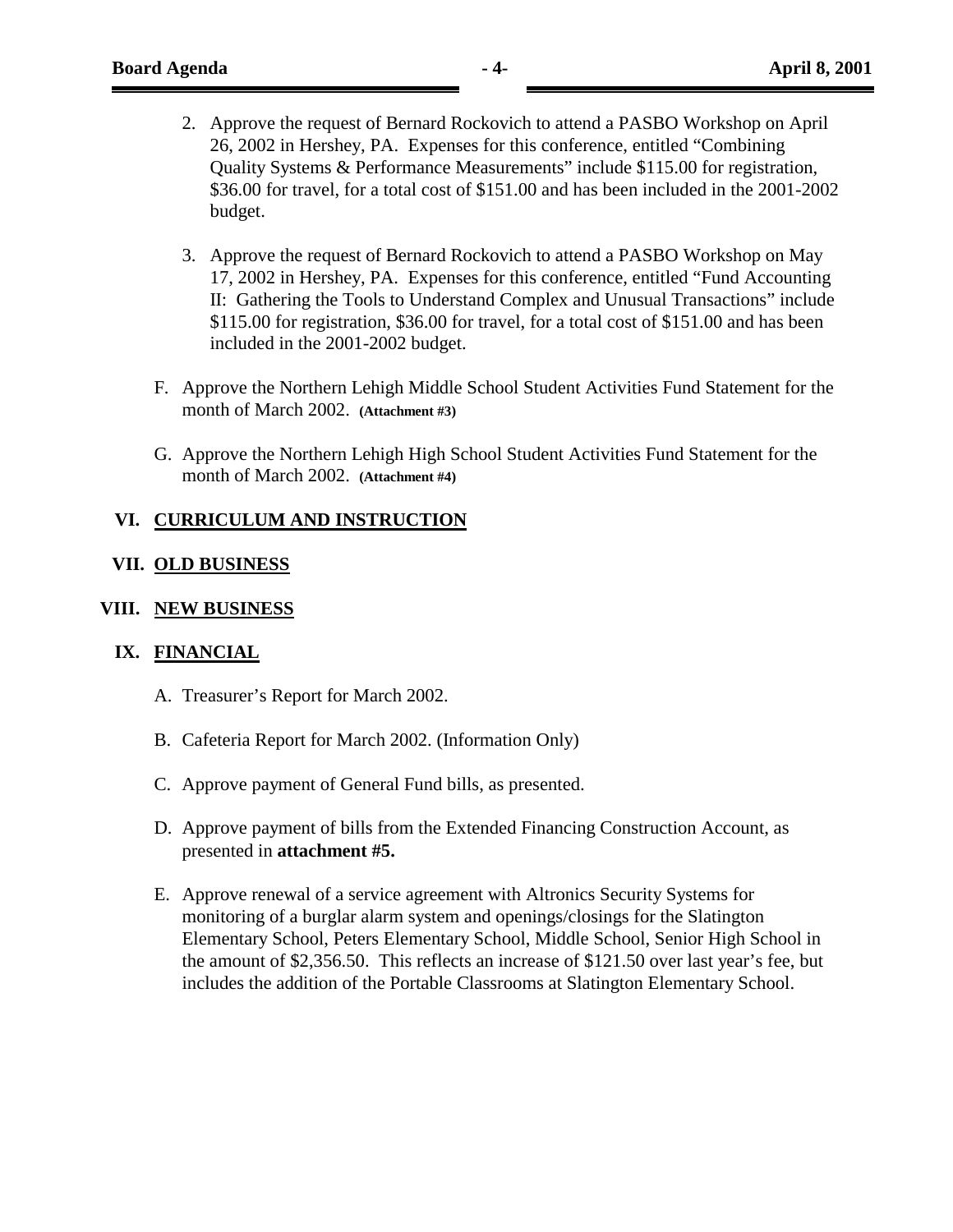2. Approve the request of Bernard Rockovich to attend a PASBO Workshop on April 26, 2002 in Hershey, PA. Expenses for this conference, entitled "Combining Quality Systems & Performance Measurements" include $115.00 for registration, $36.00 for travel, for a total cost of $151.00 and has been included in the 2001-2002 budget.

3. Approve the request of Bernard Rockovich to attend a PASBO Workshop on May 17, 2002 in Hershey, PA. Expenses for this conference, entitled "Fund Accounting II: Gathering the Tools to Understand Complex and Unusual Transactions" include $115.00 for registration, $36.00 for travel, for a total cost of $151.00 and has been included in the 2001-2002 budget.

F. Approve the Northern Lehigh Middle School Student Activities Fund Statement for the month of March 2002. **(Attachment #3)**

G. Approve the Northern Lehigh High School Student Activities Fund Statement for the month of March 2002. **(Attachment #4)**

## VI. CURRICULUM AND INSTRUCTION

## VII. OLD BUSINESS

## VIII. NEW BUSINESS

## IX. FINANCIAL

A. Treasurer's Report for March 2002.

B. Cafeteria Report for March 2002. (Information Only)

C. Approve payment of General Fund bills, as presented.

D. Approve payment of bills from the Extended Financing Construction Account, as presented in **attachment #5.**

E. Approve renewal of a service agreement with Altronics Security Systems for monitoring of a burglar alarm system and openings/closings for the Slatington Elementary School, Peters Elementary School, Middle School, Senior High School in the amount of $2,356.50. This reflects an increase of $121.50 over last year's fee, but includes the addition of the Portable Classrooms at Slatington Elementary School.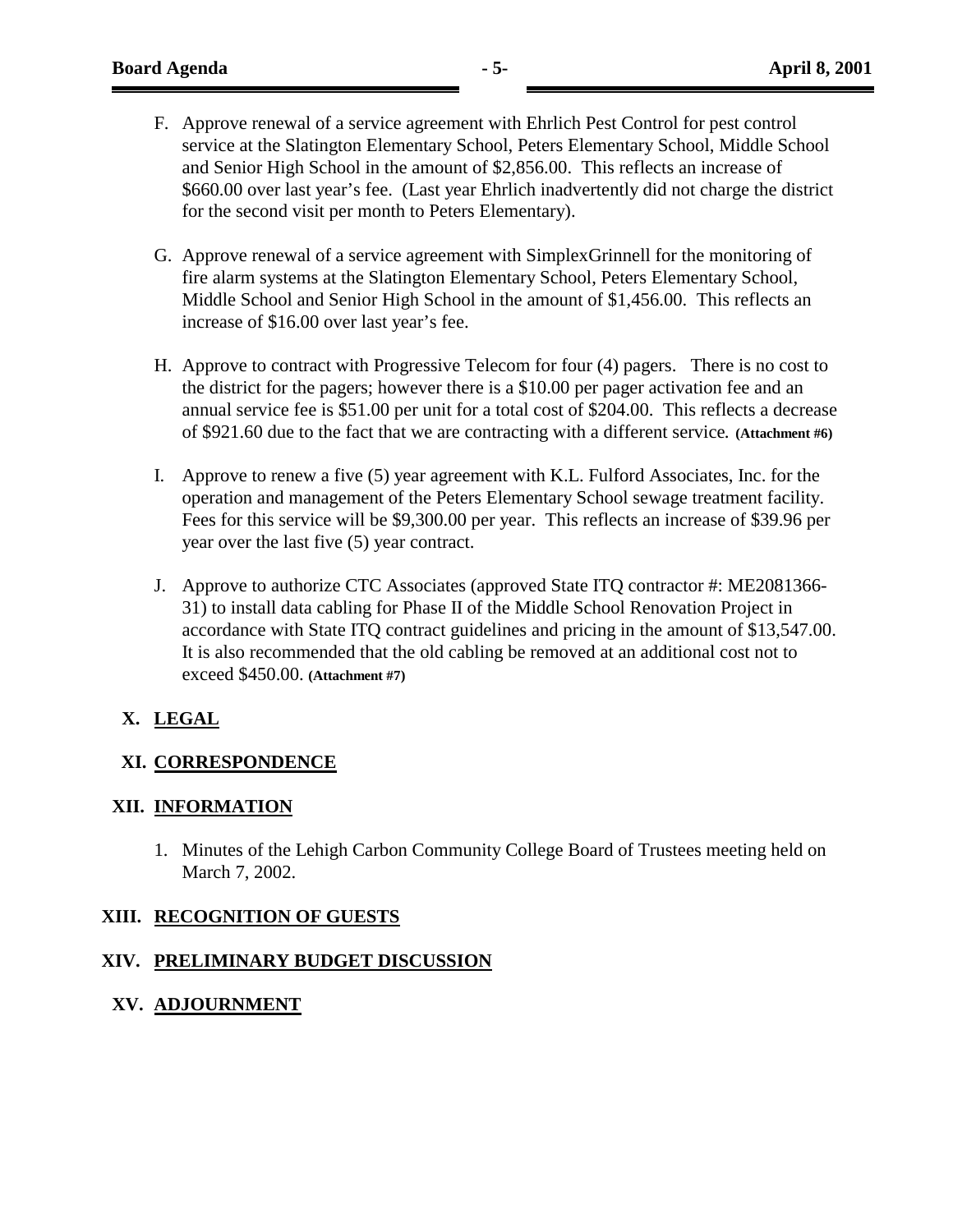F. Approve renewal of a service agreement with Ehrlich Pest Control for pest control service at the Slatington Elementary School, Peters Elementary School, Middle School and Senior High School in the amount of $2,856.00. This reflects an increase of $660.00 over last year's fee. (Last year Ehrlich inadvertently did not charge the district for the second visit per month to Peters Elementary).

G. Approve renewal of a service agreement with SimplexGrinnell for the monitoring of fire alarm systems at the Slatington Elementary School, Peters Elementary School, Middle School and Senior High School in the amount of $1,456.00. This reflects an increase of $16.00 over last year's fee.

H. Approve to contract with Progressive Telecom for four (4) pagers. There is no cost to the district for the pagers; however there is a $10.00 per pager activation fee and an annual service fee is $51.00 per unit for a total cost of $204.00. This reflects a decrease of $921.60 due to the fact that we are contracting with a different service. **(Attachment #6)**

I. Approve to renew a five (5) year agreement with K.L. Fulford Associates, Inc. for the operation and management of the Peters Elementary School sewage treatment facility. Fees for this service will be $9,300.00 per year. This reflects an increase of $39.96 per year over the last five (5) year contract.

J. Approve to authorize CTC Associates (approved State ITQ contractor #: ME2081366-31) to install data cabling for Phase II of the Middle School Renovation Project in accordance with State ITQ contract guidelines and pricing in the amount of $13,547.00. It is also recommended that the old cabling be removed at an additional cost not to exceed $450.00. **(Attachment #7)**

## X. LEGAL

## XI. CORRESPONDENCE

## XII. INFORMATION

1. Minutes of the Lehigh Carbon Community College Board of Trustees meeting held on March 7, 2002.

## XIII. RECOGNITION OF GUESTS

## XIV. PRELIMINARY BUDGET DISCUSSION

## XV. ADJOURNMENT